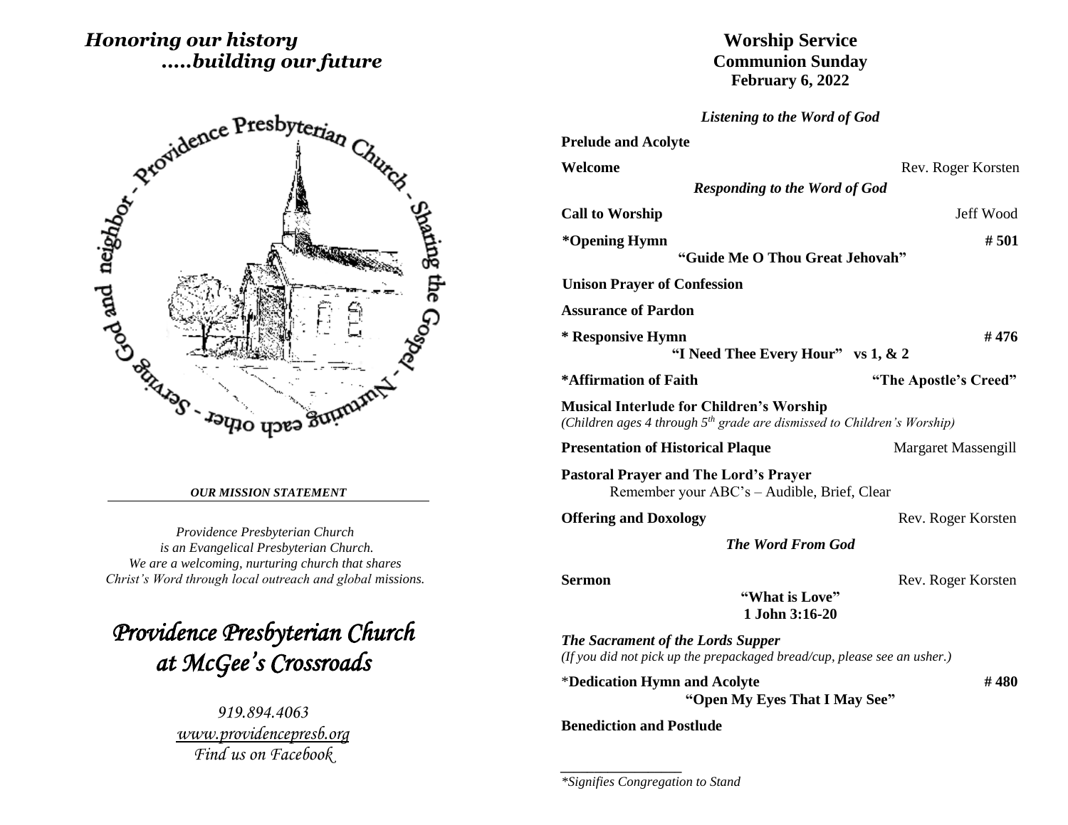*Honoring our history*
*.....building our future*

Providence Presbyterian Church - Sharing the Gospel - Nurturing each other - Serving God and neighbor -

***OUR MISSION STATEMENT***

*Providence Presbyterian Church*
*is an Evangelical Presbyterian Church.*
*We are a welcoming, nurturing church that shares*
*Christ's Word through local outreach and global missions.*

# *Providence Presbyterian Church at McGee's Crossroads*

*919.894.4063*
*www.providencepresb.org*
*Find us on Facebook*

# Worship Service
## Communion Sunday
## February 6, 2022

***Listening to the Word of God***

**Prelude and Acolyte**

**Welcome** — Rev. Roger Korsten

***Responding to the Word of God***

**Call to Worship** — Jeff Wood

**\*Opening Hymn** — **# 501**
**"Guide Me O Thou Great Jehovah"**

**Unison Prayer of Confession**

**Assurance of Pardon**

**\* Responsive Hymn** — **# 476**
**"I Need Thee Every Hour" vs 1, & 2**

**\*Affirmation of Faith** — **"The Apostle's Creed"**

**Musical Interlude for Children's Worship**
*(Children ages 4 through 5th grade are dismissed to Children's Worship)*

**Presentation of Historical Plaque** — Margaret Massengill

**Pastoral Prayer and The Lord's Prayer**
Remember your ABC's – Audible, Brief, Clear

**Offering and Doxology** — Rev. Roger Korsten

***The Word From God***

**Sermon** — Rev. Roger Korsten
**"What is Love"**
**1 John 3:16-20**

***The Sacrament of the Lords Supper***
*(If you did not pick up the prepackaged bread/cup, please see an usher.)*

\***Dedication Hymn and Acolyte** — **# 480**
**"Open My Eyes That I May See"**

**Benediction and Postlude**

---

*\*Signifies Congregation to Stand*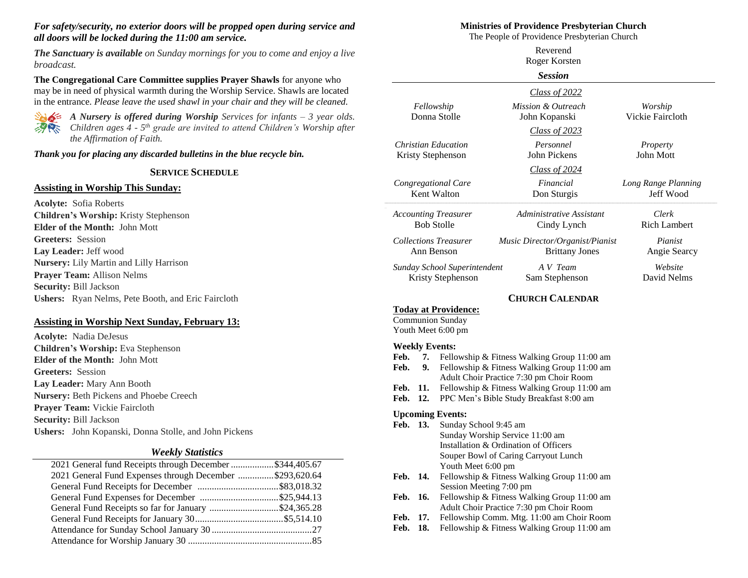***For safety/security, no exterior doors will be propped open during service and all doors will be locked during the 11:00 am service.***

***The Sanctuary is available*** *on Sunday mornings for you to come and enjoy a live broadcast.*

**The Congregational Care Committee supplies Prayer Shawls** for anyone who may be in need of physical warmth during the Worship Service. Shawls are located in the entrance. *Please leave the used shawl in your chair and they will be cleaned.*

***A Nursery is offered during Worship*** *Services for infants – 3 year olds. Children ages 4 - 5th grade are invited to attend Children's Worship after the Affirmation of Faith.*

***Thank you for placing any discarded bulletins in the blue recycle bin.***

## SERVICE SCHEDULE

### Assisting in Worship This Sunday:

**Acolyte:** Sofia Roberts
**Children's Worship:** Kristy Stephenson
**Elder of the Month:** John Mott
**Greeters:** Session
**Lay Leader:** Jeff wood
**Nursery:** Lily Martin and Lilly Harrison
**Prayer Team:** Allison Nelms
**Security:** Bill Jackson
**Ushers:** Ryan Nelms, Pete Booth, and Eric Faircloth

### Assisting in Worship Next Sunday, February 13:

**Acolyte:** Nadia DeJesus
**Children's Worship:** Eva Stephenson
**Elder of the Month:** John Mott
**Greeters:** Session
**Lay Leader:** Mary Ann Booth
**Nursery:** Beth Pickens and Phoebe Creech
**Prayer Team:** Vickie Faircloth
**Security:** Bill Jackson
**Ushers:** John Kopanski, Donna Stolle, and John Pickens

### *Weekly Statistics*

| | |
|---|---|
| 2021 General fund Receipts through December | $344,405.67 |
| 2021 General Fund Expenses through December | $293,620.64 |
| General Fund Receipts for December | $83,018.32 |
| General Fund Expenses for December | $25,944.13 |
| General Fund Receipts so far for January | $24,365.28 |
| General Fund Receipts for January 30 | $5,514.10 |
| Attendance for Sunday School January 30 | 27 |
| Attendance for Worship January 30 | 85 |

## Ministries of Providence Presbyterian Church

The People of Providence Presbyterian Church

Reverend
Roger Korsten

### *Session*

*Class of 2022*

| | | |
|---|---|---|
| *Fellowship* | *Mission & Outreach* | *Worship* |
| Donna Stolle | John Kopanski | Vickie Faircloth |

*Class of 2023*

| | | |
|---|---|---|
| *Christian Education* | *Personnel* | *Property* |
| Kristy Stephenson | John Pickens | John Mott |

*Class of 2024*

| | | |
|---|---|---|
| *Congregational Care* | *Financial* | *Long Range Planning* |
| Kent Walton | Don Sturgis | Jeff Wood |

| | | |
|---|---|---|
| *Accounting Treasurer* | *Administrative Assistant* | *Clerk* |
| Bob Stolle | Cindy Lynch | Rich Lambert |
| *Collections Treasurer* | *Music Director/Organist/Pianist* | *Pianist* |
| Ann Benson | Brittany Jones | Angie Searcy |
| *Sunday School Superintendent* | *A V Team* | *Website* |
| Kristy Stephenson | Sam Stephenson | David Nelms |

## CHURCH CALENDAR

**Today at Providence:**
Communion Sunday
Youth Meet 6:00 pm

**Weekly Events:**
**Feb. 7.** Fellowship & Fitness Walking Group 11:00 am
**Feb. 9.** Fellowship & Fitness Walking Group 11:00 am
Adult Choir Practice 7:30 pm Choir Room
**Feb. 11.** Fellowship & Fitness Walking Group 11:00 am
**Feb. 12.** PPC Men's Bible Study Breakfast 8:00 am

**Upcoming Events:**
**Feb. 13.** Sunday School 9:45 am
Sunday Worship Service 11:00 am
Installation & Ordination of Officers
Souper Bowl of Caring Carryout Lunch
Youth Meet 6:00 pm
**Feb. 14.** Fellowship & Fitness Walking Group 11:00 am
Session Meeting 7:00 pm
**Feb. 16.** Fellowship & Fitness Walking Group 11:00 am
Adult Choir Practice 7:30 pm Choir Room
**Feb. 17.** Fellowship Comm. Mtg. 11:00 am Choir Room
**Feb. 18.** Fellowship & Fitness Walking Group 11:00 am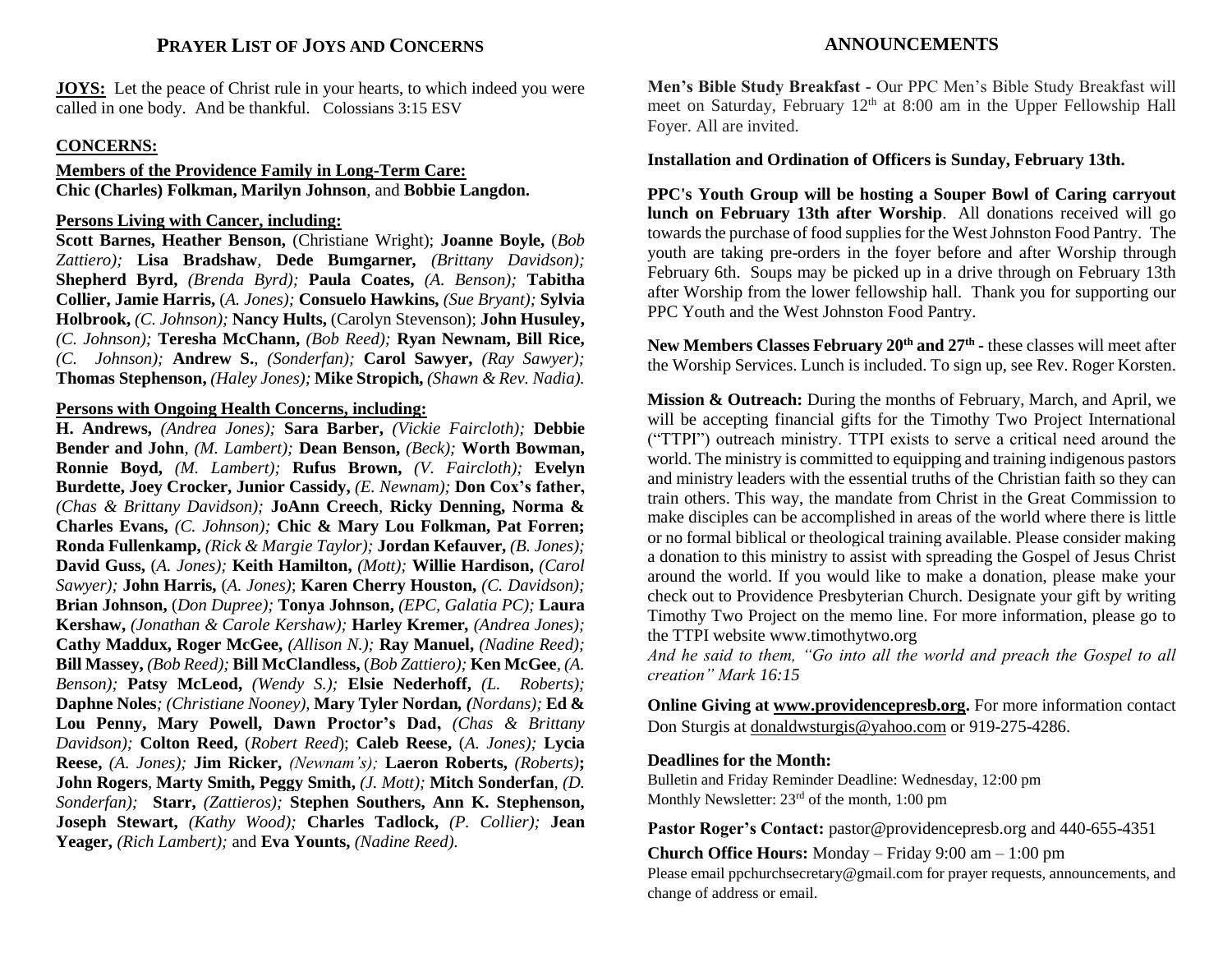## PRAYER LIST OF JOYS AND CONCERNS

**JOYS:** Let the peace of Christ rule in your hearts, to which indeed you were called in one body. And be thankful. Colossians 3:15 ESV

**CONCERNS:**

**Members of the Providence Family in Long-Term Care:**
**Chic (Charles) Folkman, Marilyn Johnson**, and **Bobbie Langdon.**

**Persons Living with Cancer, including:**
**Scott Barnes, Heather Benson,** (Christiane Wright); **Joanne Boyle,** (*Bob Zattiero*); **Lisa Bradshaw**, **Dede Bumgarner,** *(Brittany Davidson);* **Shepherd Byrd,** *(Brenda Byrd);* **Paula Coates,** *(A. Benson);* **Tabitha Collier, Jamie Harris,** (*A. Jones*); **Consuelo Hawkins,** *(Sue Bryant);* **Sylvia Holbrook,** *(C. Johnson);* **Nancy Hults,** (Carolyn Stevenson); **John Husuley,** *(C. Johnson);* **Teresha McChann,** *(Bob Reed);* **Ryan Newnam, Bill Rice,** *(C. Johnson);* **Andrew S.**, *(Sonderfan);* **Carol Sawyer,** *(Ray Sawyer);* **Thomas Stephenson,** *(Haley Jones);* **Mike Stropich,** *(Shawn & Rev. Nadia).*

**Persons with Ongoing Health Concerns, including:**
**H. Andrews,** *(Andrea Jones);* **Sara Barber,** *(Vickie Faircloth);* **Debbie Bender and John**, *(M. Lambert);* **Dean Benson,** *(Beck);* **Worth Bowman, Ronnie Boyd,** *(M. Lambert);* **Rufus Brown,** *(V. Faircloth);* **Evelyn Burdette, Joey Crocker, Junior Cassidy,** *(E. Newnam);* **Don Cox's father,** *(Chas & Brittany Davidson);* **JoAnn Creech**, **Ricky Denning, Norma & Charles Evans,** *(C. Johnson);* **Chic & Mary Lou Folkman, Pat Forren; Ronda Fullenkamp,** *(Rick & Margie Taylor);* **Jordan Kefauver,** *(B. Jones);* **David Guss,** (*A. Jones*); **Keith Hamilton,** *(Mott);* **Willie Hardison,** *(Carol Sawyer);* **John Harris,** (*A. Jones*); **Karen Cherry Houston,** *(C. Davidson);* **Brian Johnson,** (*Don Dupree*); **Tonya Johnson,** *(EPC, Galatia PC);* **Laura Kershaw,** *(Jonathan & Carole Kershaw);* **Harley Kremer,** *(Andrea Jones);* **Cathy Maddux, Roger McGee,** *(Allison N.);* **Ray Manuel,** *(Nadine Reed);* **Bill Massey,** *(Bob Reed);* **Bill McClandless,** (*Bob Zattiero*); **Ken McGee**, *(A. Benson);* **Patsy McLeod,** *(Wendy S.);* **Elsie Nederhoff,** *(L. Roberts);* **Daphne Noles**; *(Christiane Nooney),* **Mary Tyler Nordan,** *(Nordans);* **Ed & Lou Penny, Mary Powell, Dawn Proctor's Dad,** *(Chas & Brittany Davidson);* **Colton Reed,** (*Robert Reed*); **Caleb Reese,** (*A. Jones*); **Lycia Reese,** *(A. Jones);* **Jim Ricker,** *(Newnam's);* **Laeron Roberts,** *(Roberts)*; **John Rogers**, **Marty Smith, Peggy Smith,** *(J. Mott);* **Mitch Sonderfan**, *(D. Sonderfan);* **Starr,** *(Zattieros);* **Stephen Southers, Ann K. Stephenson, Joseph Stewart,** *(Kathy Wood);* **Charles Tadlock,** *(P. Collier);* **Jean Yeager,** *(Rich Lambert);* and **Eva Younts,** *(Nadine Reed).*

## ANNOUNCEMENTS

**Men's Bible Study Breakfast** - Our PPC Men's Bible Study Breakfast will meet on Saturday, February 12th at 8:00 am in the Upper Fellowship Hall Foyer. All are invited.

**Installation and Ordination of Officers is Sunday, February 13th.**

**PPC's Youth Group will be hosting a Souper Bowl of Caring carryout lunch on February 13th after Worship**. All donations received will go towards the purchase of food supplies for the West Johnston Food Pantry. The youth are taking pre-orders in the foyer before and after Worship through February 6th. Soups may be picked up in a drive through on February 13th after Worship from the lower fellowship hall. Thank you for supporting our PPC Youth and the West Johnston Food Pantry.

**New Members Classes February 20th and 27th -** these classes will meet after the Worship Services. Lunch is included. To sign up, see Rev. Roger Korsten.

**Mission & Outreach:** During the months of February, March, and April, we will be accepting financial gifts for the Timothy Two Project International ("TTPI") outreach ministry. TTPI exists to serve a critical need around the world. The ministry is committed to equipping and training indigenous pastors and ministry leaders with the essential truths of the Christian faith so they can train others. This way, the mandate from Christ in the Great Commission to make disciples can be accomplished in areas of the world where there is little or no formal biblical or theological training available. Please consider making a donation to this ministry to assist with spreading the Gospel of Jesus Christ around the world. If you would like to make a donation, please make your check out to Providence Presbyterian Church. Designate your gift by writing Timothy Two Project on the memo line. For more information, please go to the TTPI website www.timothytwo.org
*And he said to them, "Go into all the world and preach the Gospel to all creation" Mark 16:15*

**Online Giving at www.providencepresb.org.** For more information contact Don Sturgis at donaldwsturgis@yahoo.com or 919-275-4286.

**Deadlines for the Month:**
Bulletin and Friday Reminder Deadline: Wednesday, 12:00 pm
Monthly Newsletter: 23rd of the month, 1:00 pm

**Pastor Roger's Contact:** pastor@providencepresb.org and 440-655-4351

**Church Office Hours:** Monday – Friday 9:00 am – 1:00 pm
Please email ppchurchsecretary@gmail.com for prayer requests, announcements, and change of address or email.